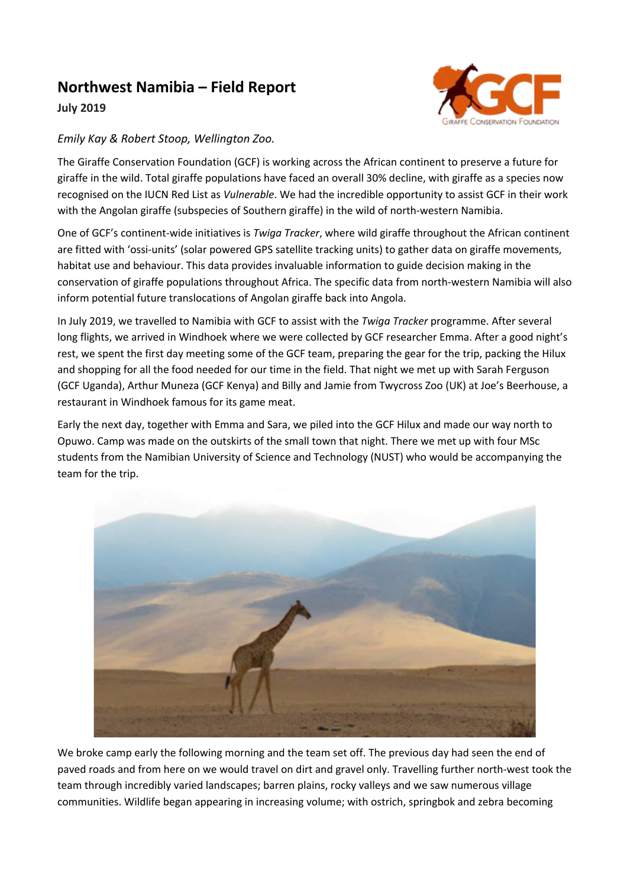# Northwest Namibia – Field Report

**July 2019**

*Emily Kay & Robert Stoop, Wellington Zoo.*

The Giraffe Conservation Foundation (GCF) is working across the African continent to preserve a future for giraffe in the wild. Total giraffe populations have faced an overall 30% decline, with giraffe as a species now recognised on the IUCN Red List as *Vulnerable*. We had the incredible opportunity to assist GCF in their work with the Angolan giraffe (subspecies of Southern giraffe) in the wild of north-western Namibia.

One of GCF's continent-wide initiatives is *Twiga Tracker*, where wild giraffe throughout the African continent are fitted with 'ossi-units' (solar powered GPS satellite tracking units) to gather data on giraffe movements, habitat use and behaviour. This data provides invaluable information to guide decision making in the conservation of giraffe populations throughout Africa. The specific data from north-western Namibia will also inform potential future translocations of Angolan giraffe back into Angola.

In July 2019, we travelled to Namibia with GCF to assist with the *Twiga Tracker* programme. After several long flights, we arrived in Windhoek where we were collected by GCF researcher Emma. After a good night's rest, we spent the first day meeting some of the GCF team, preparing the gear for the trip, packing the Hilux and shopping for all the food needed for our time in the field. That night we met up with Sarah Ferguson (GCF Uganda), Arthur Muneza (GCF Kenya) and Billy and Jamie from Twycross Zoo (UK) at Joe's Beerhouse, a restaurant in Windhoek famous for its game meat.

Early the next day, together with Emma and Sara, we piled into the GCF Hilux and made our way north to Opuwo. Camp was made on the outskirts of the small town that night. There we met up with four MSc students from the Namibian University of Science and Technology (NUST) who would be accompanying the team for the trip.

We broke camp early the following morning and the team set off. The previous day had seen the end of paved roads and from here on we would travel on dirt and gravel only. Travelling further north-west took the team through incredibly varied landscapes; barren plains, rocky valleys and we saw numerous village communities. Wildlife began appearing in increasing volume; with ostrich, springbok and zebra becoming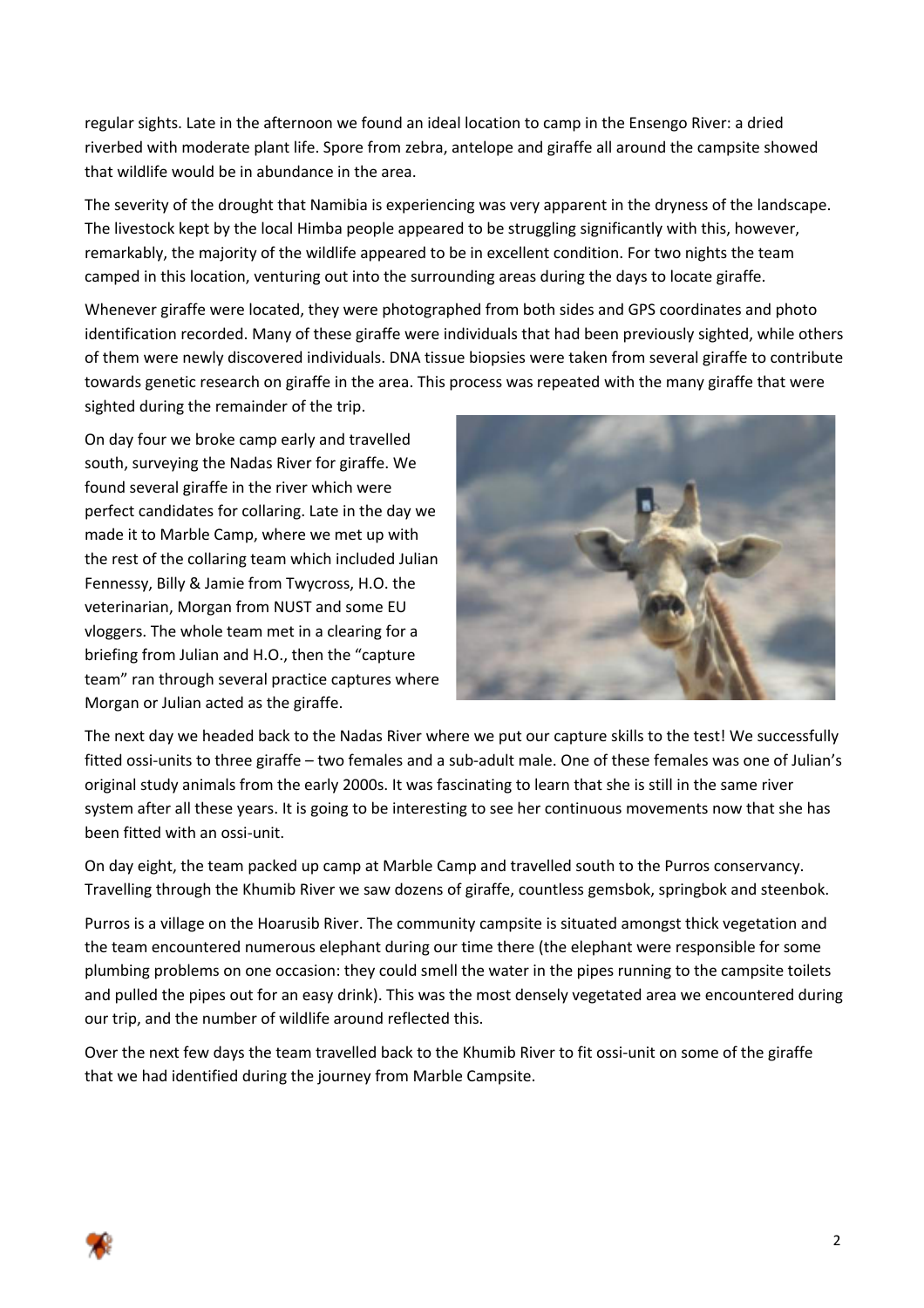regular sights. Late in the afternoon we found an ideal location to camp in the Ensengo River: a dried riverbed with moderate plant life. Spore from zebra, antelope and giraffe all around the campsite showed that wildlife would be in abundance in the area.

The severity of the drought that Namibia is experiencing was very apparent in the dryness of the landscape. The livestock kept by the local Himba people appeared to be struggling significantly with this, however, remarkably, the majority of the wildlife appeared to be in excellent condition. For two nights the team camped in this location, venturing out into the surrounding areas during the days to locate giraffe.

Whenever giraffe were located, they were photographed from both sides and GPS coordinates and photo identification recorded. Many of these giraffe were individuals that had been previously sighted, while others of them were newly discovered individuals. DNA tissue biopsies were taken from several giraffe to contribute towards genetic research on giraffe in the area. This process was repeated with the many giraffe that were sighted during the remainder of the trip.

On day four we broke camp early and travelled south, surveying the Nadas River for giraffe. We found several giraffe in the river which were perfect candidates for collaring. Late in the day we made it to Marble Camp, where we met up with the rest of the collaring team which included Julian Fennessy, Billy & Jamie from Twycross, H.O. the veterinarian, Morgan from NUST and some EU vloggers. The whole team met in a clearing for a briefing from Julian and H.O., then the "capture team" ran through several practice captures where Morgan or Julian acted as the giraffe.

The next day we headed back to the Nadas River where we put our capture skills to the test! We successfully fitted ossi-units to three giraffe – two females and a sub-adult male. One of these females was one of Julian's original study animals from the early 2000s. It was fascinating to learn that she is still in the same river system after all these years. It is going to be interesting to see her continuous movements now that she has been fitted with an ossi-unit.

On day eight, the team packed up camp at Marble Camp and travelled south to the Purros conservancy. Travelling through the Khumib River we saw dozens of giraffe, countless gemsbok, springbok and steenbok.

Purros is a village on the Hoarusib River. The community campsite is situated amongst thick vegetation and the team encountered numerous elephant during our time there (the elephant were responsible for some plumbing problems on one occasion: they could smell the water in the pipes running to the campsite toilets and pulled the pipes out for an easy drink). This was the most densely vegetated area we encountered during our trip, and the number of wildlife around reflected this.

Over the next few days the team travelled back to the Khumib River to fit ossi-unit on some of the giraffe that we had identified during the journey from Marble Campsite.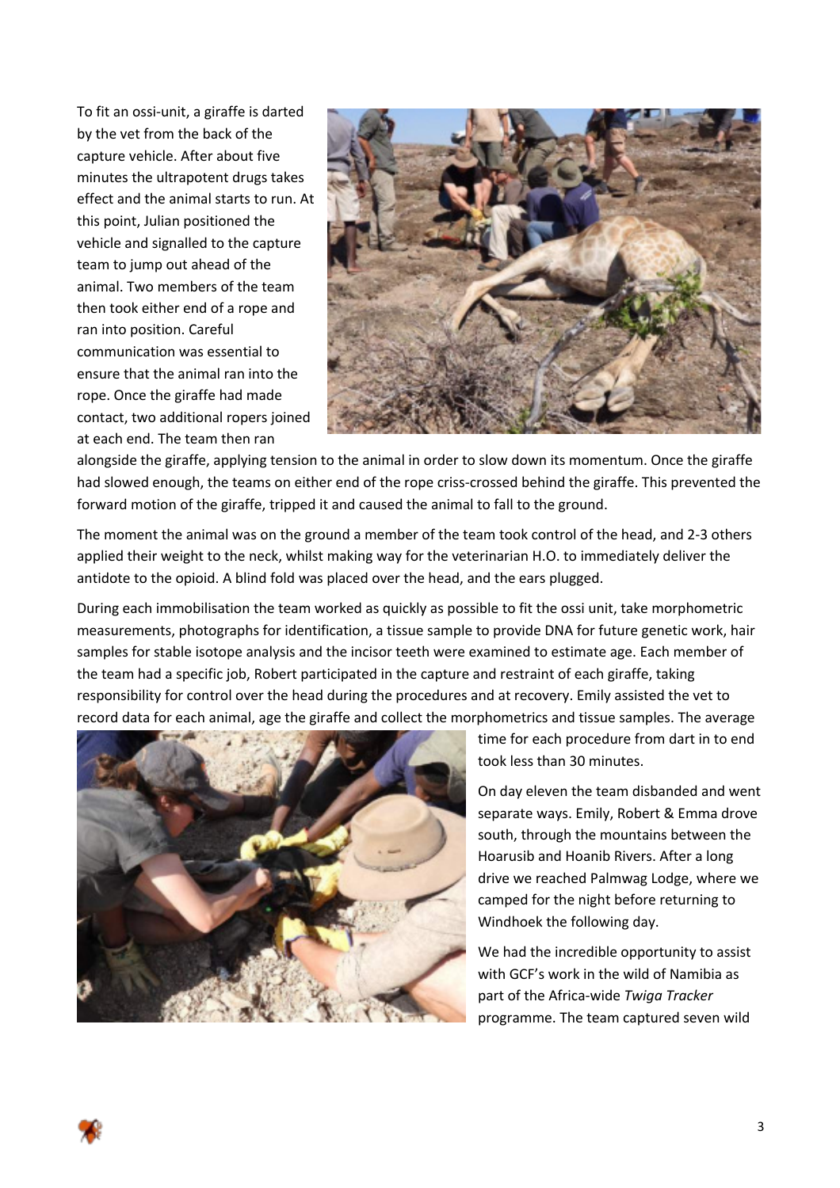To fit an ossi-unit, a giraffe is darted by the vet from the back of the capture vehicle. After about five minutes the ultrapotent drugs takes effect and the animal starts to run. At this point, Julian positioned the vehicle and signalled to the capture team to jump out ahead of the animal. Two members of the team then took either end of a rope and ran into position. Careful communication was essential to ensure that the animal ran into the rope. Once the giraffe had made contact, two additional ropers joined at each end. The team then ran alongside the giraffe, applying tension to the animal in order to slow down its momentum. Once the giraffe had slowed enough, the teams on either end of the rope criss-crossed behind the giraffe. This prevented the forward motion of the giraffe, tripped it and caused the animal to fall to the ground.

The moment the animal was on the ground a member of the team took control of the head, and 2-3 others applied their weight to the neck, whilst making way for the veterinarian H.O. to immediately deliver the antidote to the opioid. A blind fold was placed over the head, and the ears plugged.

During each immobilisation the team worked as quickly as possible to fit the ossi unit, take morphometric measurements, photographs for identification, a tissue sample to provide DNA for future genetic work, hair samples for stable isotope analysis and the incisor teeth were examined to estimate age. Each member of the team had a specific job, Robert participated in the capture and restraint of each giraffe, taking responsibility for control over the head during the procedures and at recovery. Emily assisted the vet to record data for each animal, age the giraffe and collect the morphometrics and tissue samples. The average time for each procedure from dart in to end took less than 30 minutes.

On day eleven the team disbanded and went separate ways. Emily, Robert & Emma drove south, through the mountains between the Hoarusib and Hoanib Rivers. After a long drive we reached Palmwag Lodge, where we camped for the night before returning to Windhoek the following day.

We had the incredible opportunity to assist with GCF's work in the wild of Namibia as part of the Africa-wide *Twiga Tracker* programme. The team captured seven wild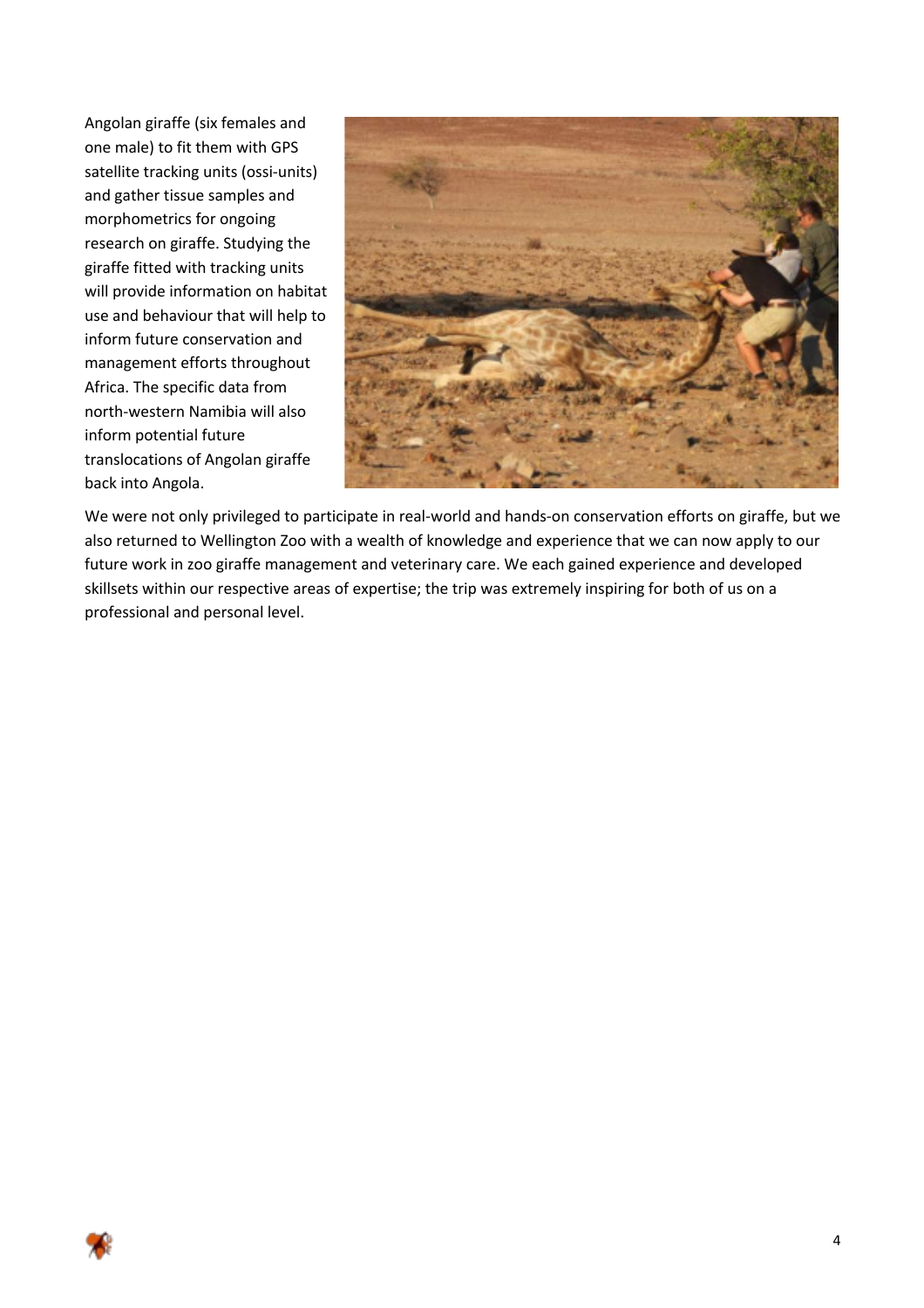Angolan giraffe (six females and one male) to fit them with GPS satellite tracking units (ossi-units) and gather tissue samples and morphometrics for ongoing research on giraffe. Studying the giraffe fitted with tracking units will provide information on habitat use and behaviour that will help to inform future conservation and management efforts throughout Africa. The specific data from north-western Namibia will also inform potential future translocations of Angolan giraffe back into Angola.

We were not only privileged to participate in real-world and hands-on conservation efforts on giraffe, but we also returned to Wellington Zoo with a wealth of knowledge and experience that we can now apply to our future work in zoo giraffe management and veterinary care. We each gained experience and developed skillsets within our respective areas of expertise; the trip was extremely inspiring for both of us on a professional and personal level.